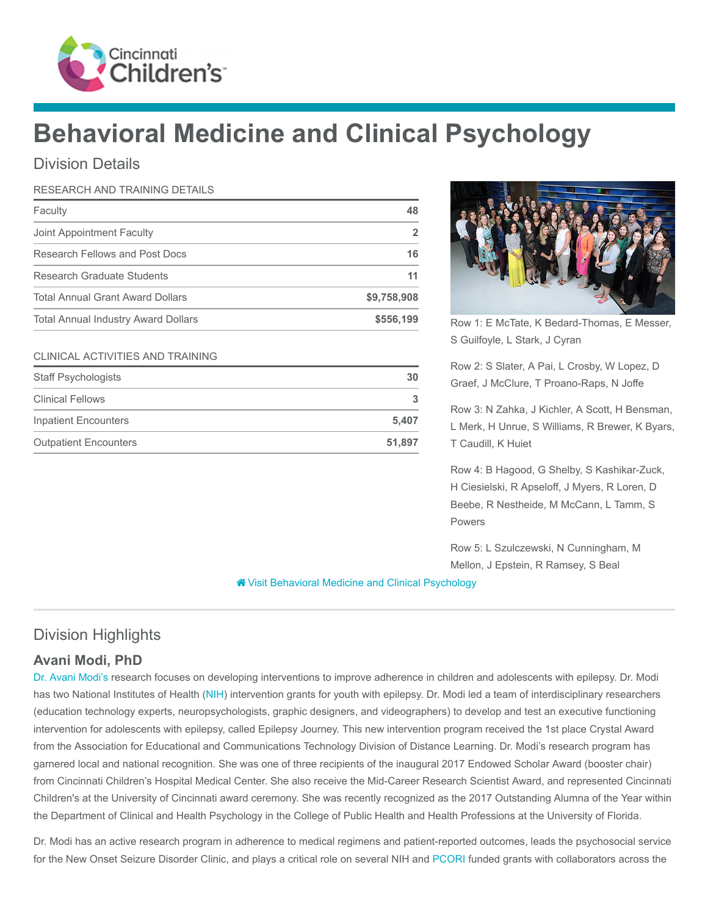# Behavioral Medicine and Clinical Psychology

## Division Details

| RESEARCH AND TRAINING DETAILS | |
| --- | --- |
| Faculty | 48 |
| Joint Appointment Faculty | 2 |
| Research Fellows and Post Docs | 16 |
| Research Graduate Students | 11 |
| Total Annual Grant Award Dollars | $9,758,908 |
| Total Annual Industry Award Dollars | $556,199 |

| CLINICAL ACTIVITIES AND TRAINING | |
| --- | --- |
| Staff Psychologists | 30 |
| Clinical Fellows | 3 |
| Inpatient Encounters | 5,407 |
| Outpatient Encounters | 51,897 |

Row 1: E McTate, K Bedard-Thomas, E Messer, S Guilfoyle, L Stark, J Cyran

Row 2: S Slater, A Pai, L Crosby, W Lopez, D Graef, J McClure, T Proano-Raps, N Joffe

Row 3: N Zahka, J Kichler, A Scott, H Bensman, L Merk, H Unrue, S Williams, R Brewer, K Byars, T Caudill, K Huiet

Row 4: B Hagood, G Shelby, S Kashikar-Zuck, H Ciesielski, R Apseloff, J Myers, R Loren, D Beebe, R Nestheide, M McCann, L Tamm, S Powers

Row 5: L Szulczewski, N Cunningham, M Mellon, J Epstein, R Ramsey, S Beal

Visit Behavioral Medicine and Clinical Psychology

## Division Highlights

### Avani Modi, PhD

Dr. Avani Modi's research focuses on developing interventions to improve adherence in children and adolescents with epilepsy. Dr. Modi has two National Institutes of Health (NIH) intervention grants for youth with epilepsy. Dr. Modi led a team of interdisciplinary researchers (education technology experts, neuropsychologists, graphic designers, and videographers) to develop and test an executive functioning intervention for adolescents with epilepsy, called Epilepsy Journey. This new intervention program received the 1st place Crystal Award from the Association for Educational and Communications Technology Division of Distance Learning. Dr. Modi's research program has garnered local and national recognition. She was one of three recipients of the inaugural 2017 Endowed Scholar Award (booster chair) from Cincinnati Children's Hospital Medical Center. She also receive the Mid-Career Research Scientist Award, and represented Cincinnati Children's at the University of Cincinnati award ceremony. She was recently recognized as the 2017 Outstanding Alumna of the Year within the Department of Clinical and Health Psychology in the College of Public Health and Health Professions at the University of Florida.

Dr. Modi has an active research program in adherence to medical regimens and patient-reported outcomes, leads the psychosocial service for the New Onset Seizure Disorder Clinic, and plays a critical role on several NIH and PCORI funded grants with collaborators across the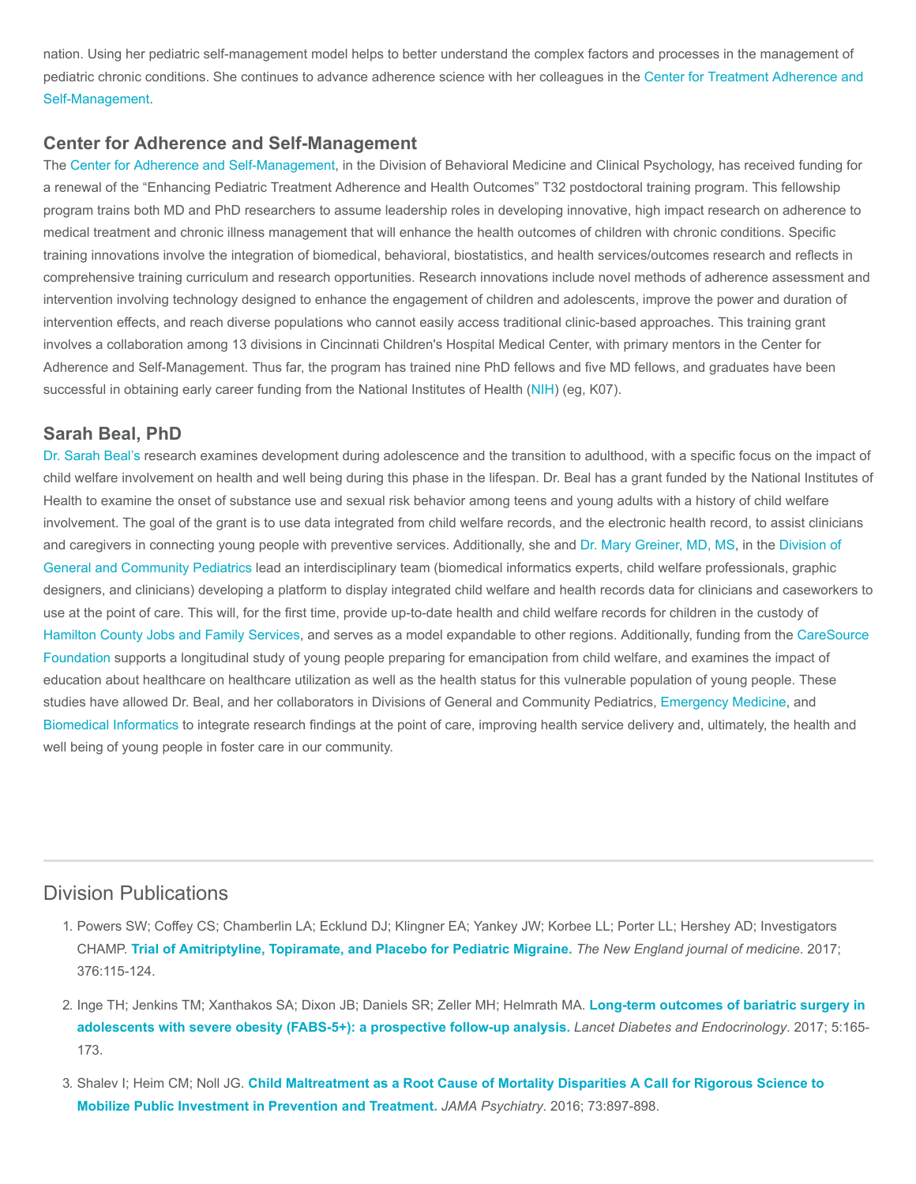nation. Using her pediatric self-management model helps to better understand the complex factors and processes in the management of pediatric chronic conditions. She continues to advance adherence science with her colleagues in the Center for Treatment Adherence and Self-Management.

## Center for Adherence and Self-Management

The Center for Adherence and Self-Management, in the Division of Behavioral Medicine and Clinical Psychology, has received funding for a renewal of the "Enhancing Pediatric Treatment Adherence and Health Outcomes" T32 postdoctoral training program. This fellowship program trains both MD and PhD researchers to assume leadership roles in developing innovative, high impact research on adherence to medical treatment and chronic illness management that will enhance the health outcomes of children with chronic conditions. Specific training innovations involve the integration of biomedical, behavioral, biostatistics, and health services/outcomes research and reflects in comprehensive training curriculum and research opportunities. Research innovations include novel methods of adherence assessment and intervention involving technology designed to enhance the engagement of children and adolescents, improve the power and duration of intervention effects, and reach diverse populations who cannot easily access traditional clinic-based approaches. This training grant involves a collaboration among 13 divisions in Cincinnati Children's Hospital Medical Center, with primary mentors in the Center for Adherence and Self-Management. Thus far, the program has trained nine PhD fellows and five MD fellows, and graduates have been successful in obtaining early career funding from the National Institutes of Health (NIH) (eg, K07).

## Sarah Beal, PhD

Dr. Sarah Beal's research examines development during adolescence and the transition to adulthood, with a specific focus on the impact of child welfare involvement on health and well being during this phase in the lifespan. Dr. Beal has a grant funded by the National Institutes of Health to examine the onset of substance use and sexual risk behavior among teens and young adults with a history of child welfare involvement. The goal of the grant is to use data integrated from child welfare records, and the electronic health record, to assist clinicians and caregivers in connecting young people with preventive services. Additionally, she and Dr. Mary Greiner, MD, MS, in the Division of General and Community Pediatrics lead an interdisciplinary team (biomedical informatics experts, child welfare professionals, graphic designers, and clinicians) developing a platform to display integrated child welfare and health records data for clinicians and caseworkers to use at the point of care. This will, for the first time, provide up-to-date health and child welfare records for children in the custody of Hamilton County Jobs and Family Services, and serves as a model expandable to other regions. Additionally, funding from the CareSource Foundation supports a longitudinal study of young people preparing for emancipation from child welfare, and examines the impact of education about healthcare on healthcare utilization as well as the health status for this vulnerable population of young people. These studies have allowed Dr. Beal, and her collaborators in Divisions of General and Community Pediatrics, Emergency Medicine, and Biomedical Informatics to integrate research findings at the point of care, improving health service delivery and, ultimately, the health and well being of young people in foster care in our community.

---

## Division Publications

1. Powers SW; Coffey CS; Chamberlin LA; Ecklund DJ; Klingner EA; Yankey JW; Korbee LL; Porter LL; Hershey AD; Investigators CHAMP. **Trial of Amitriptyline, Topiramate, and Placebo for Pediatric Migraine.** *The New England journal of medicine*. 2017; 376:115-124.

2. Inge TH; Jenkins TM; Xanthakos SA; Dixon JB; Daniels SR; Zeller MH; Helmrath MA. **Long-term outcomes of bariatric surgery in adolescents with severe obesity (FABS-5+): a prospective follow-up analysis.** *Lancet Diabetes and Endocrinology*. 2017; 5:165-173.

3. Shalev I; Heim CM; Noll JG. **Child Maltreatment as a Root Cause of Mortality Disparities A Call for Rigorous Science to Mobilize Public Investment in Prevention and Treatment.** *JAMA Psychiatry*. 2016; 73:897-898.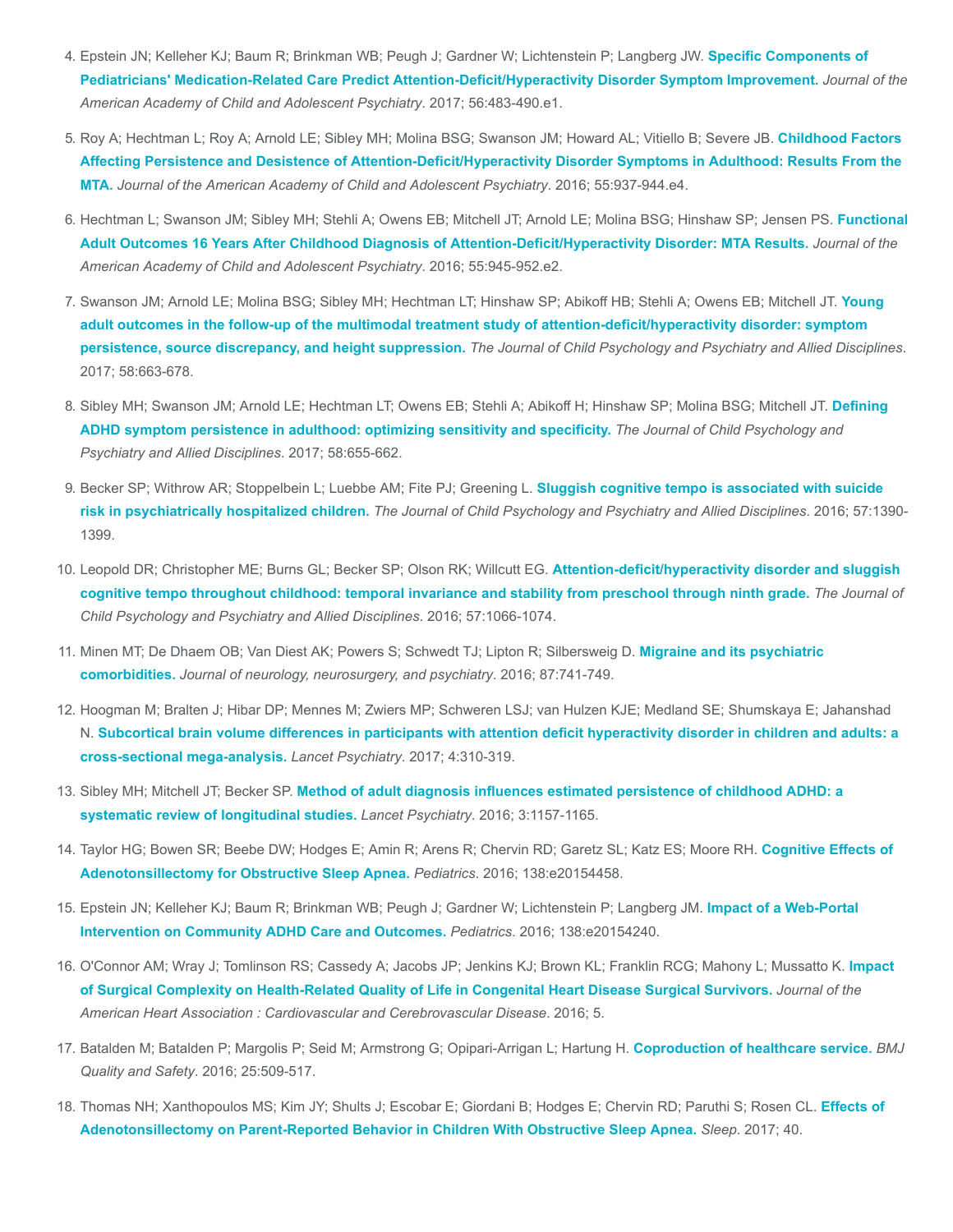4. Epstein JN; Kelleher KJ; Baum R; Brinkman WB; Peugh J; Gardner W; Lichtenstein P; Langberg JW. **Specific Components of Pediatricians' Medication-Related Care Predict Attention-Deficit/Hyperactivity Disorder Symptom Improvement.** *Journal of the American Academy of Child and Adolescent Psychiatry*. 2017; 56:483-490.e1.

5. Roy A; Hechtman L; Roy A; Arnold LE; Sibley MH; Molina BSG; Swanson JM; Howard AL; Vitiello B; Severe JB. **Childhood Factors Affecting Persistence and Desistence of Attention-Deficit/Hyperactivity Disorder Symptoms in Adulthood: Results From the MTA.** *Journal of the American Academy of Child and Adolescent Psychiatry*. 2016; 55:937-944.e4.

6. Hechtman L; Swanson JM; Sibley MH; Stehli A; Owens EB; Mitchell JT; Arnold LE; Molina BSG; Hinshaw SP; Jensen PS. **Functional Adult Outcomes 16 Years After Childhood Diagnosis of Attention-Deficit/Hyperactivity Disorder: MTA Results.** *Journal of the American Academy of Child and Adolescent Psychiatry*. 2016; 55:945-952.e2.

7. Swanson JM; Arnold LE; Molina BSG; Sibley MH; Hechtman LT; Hinshaw SP; Abikoff HB; Stehli A; Owens EB; Mitchell JT. **Young adult outcomes in the follow-up of the multimodal treatment study of attention-deficit/hyperactivity disorder: symptom persistence, source discrepancy, and height suppression.** *The Journal of Child Psychology and Psychiatry and Allied Disciplines*. 2017; 58:663-678.

8. Sibley MH; Swanson JM; Arnold LE; Hechtman LT; Owens EB; Stehli A; Abikoff H; Hinshaw SP; Molina BSG; Mitchell JT. **Defining ADHD symptom persistence in adulthood: optimizing sensitivity and specificity.** *The Journal of Child Psychology and Psychiatry and Allied Disciplines*. 2017; 58:655-662.

9. Becker SP; Withrow AR; Stoppelbein L; Luebbe AM; Fite PJ; Greening L. **Sluggish cognitive tempo is associated with suicide risk in psychiatrically hospitalized children.** *The Journal of Child Psychology and Psychiatry and Allied Disciplines*. 2016; 57:1390-1399.

10. Leopold DR; Christopher ME; Burns GL; Becker SP; Olson RK; Willcutt EG. **Attention-deficit/hyperactivity disorder and sluggish cognitive tempo throughout childhood: temporal invariance and stability from preschool through ninth grade.** *The Journal of Child Psychology and Psychiatry and Allied Disciplines*. 2016; 57:1066-1074.

11. Minen MT; De Dhaem OB; Van Diest AK; Powers S; Schwedt TJ; Lipton R; Silbersweig D. **Migraine and its psychiatric comorbidities.** *Journal of neurology, neurosurgery, and psychiatry*. 2016; 87:741-749.

12. Hoogman M; Bralten J; Hibar DP; Mennes M; Zwiers MP; Schweren LSJ; van Hulzen KJE; Medland SE; Shumskaya E; Jahanshad N. **Subcortical brain volume differences in participants with attention deficit hyperactivity disorder in children and adults: a cross-sectional mega-analysis.** *Lancet Psychiatry*. 2017; 4:310-319.

13. Sibley MH; Mitchell JT; Becker SP. **Method of adult diagnosis influences estimated persistence of childhood ADHD: a systematic review of longitudinal studies.** *Lancet Psychiatry*. 2016; 3:1157-1165.

14. Taylor HG; Bowen SR; Beebe DW; Hodges E; Amin R; Arens R; Chervin RD; Garetz SL; Katz ES; Moore RH. **Cognitive Effects of Adenotonsillectomy for Obstructive Sleep Apnea.** *Pediatrics*. 2016; 138:e20154458.

15. Epstein JN; Kelleher KJ; Baum R; Brinkman WB; Peugh J; Gardner W; Lichtenstein P; Langberg JM. **Impact of a Web-Portal Intervention on Community ADHD Care and Outcomes.** *Pediatrics*. 2016; 138:e20154240.

16. O'Connor AM; Wray J; Tomlinson RS; Cassedy A; Jacobs JP; Jenkins KJ; Brown KL; Franklin RCG; Mahony L; Mussatto K. **Impact of Surgical Complexity on Health-Related Quality of Life in Congenital Heart Disease Surgical Survivors.** *Journal of the American Heart Association : Cardiovascular and Cerebrovascular Disease*. 2016; 5.

17. Batalden M; Batalden P; Margolis P; Seid M; Armstrong G; Opipari-Arrigan L; Hartung H. **Coproduction of healthcare service.** *BMJ Quality and Safety*. 2016; 25:509-517.

18. Thomas NH; Xanthopoulos MS; Kim JY; Shults J; Escobar E; Giordani B; Hodges E; Chervin RD; Paruthi S; Rosen CL. **Effects of Adenotonsillectomy on Parent-Reported Behavior in Children With Obstructive Sleep Apnea.** *Sleep*. 2017; 40.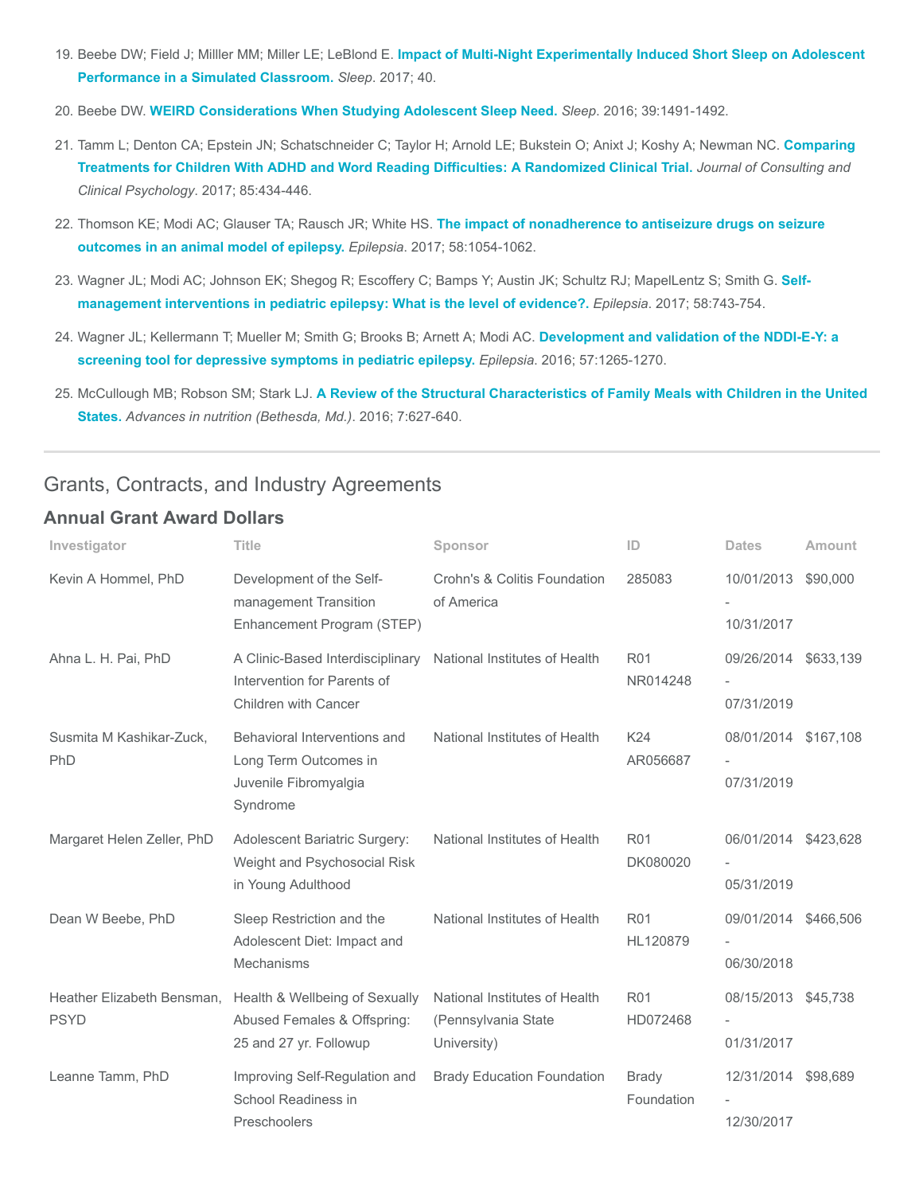19. Beebe DW; Field J; Milller MM; Miller LE; LeBlond E. **Impact of Multi-Night Experimentally Induced Short Sleep on Adolescent Performance in a Simulated Classroom.** *Sleep*. 2017; 40.

20. Beebe DW. **WEIRD Considerations When Studying Adolescent Sleep Need.** *Sleep*. 2016; 39:1491-1492.

21. Tamm L; Denton CA; Epstein JN; Schatschneider C; Taylor H; Arnold LE; Bukstein O; Anixt J; Koshy A; Newman NC. **Comparing Treatments for Children With ADHD and Word Reading Difficulties: A Randomized Clinical Trial.** *Journal of Consulting and Clinical Psychology*. 2017; 85:434-446.

22. Thomson KE; Modi AC; Glauser TA; Rausch JR; White HS. **The impact of nonadherence to antiseizure drugs on seizure outcomes in an animal model of epilepsy.** *Epilepsia*. 2017; 58:1054-1062.

23. Wagner JL; Modi AC; Johnson EK; Shegog R; Escoffery C; Bamps Y; Austin JK; Schultz RJ; MapelLentz S; Smith G. **Self-management interventions in pediatric epilepsy: What is the level of evidence?.** *Epilepsia*. 2017; 58:743-754.

24. Wagner JL; Kellermann T; Mueller M; Smith G; Brooks B; Arnett A; Modi AC. **Development and validation of the NDDI-E-Y: a screening tool for depressive symptoms in pediatric epilepsy.** *Epilepsia*. 2016; 57:1265-1270.

25. McCullough MB; Robson SM; Stark LJ. **A Review of the Structural Characteristics of Family Meals with Children in the United States.** *Advances in nutrition (Bethesda, Md.)*. 2016; 7:627-640.

## Grants, Contracts, and Industry Agreements

### Annual Grant Award Dollars

| Investigator | Title | Sponsor | ID | Dates | Amount |
|---|---|---|---|---|---|
| Kevin A Hommel, PhD | Development of the Self-management Transition Enhancement Program (STEP) | Crohn's & Colitis Foundation of America | 285083 | 10/01/2013 - 10/31/2017 | $90,000 |
| Ahna L. H. Pai, PhD | A Clinic-Based Interdisciplinary Intervention for Parents of Children with Cancer | National Institutes of Health | R01 NR014248 | 09/26/2014 - 07/31/2019 | $633,139 |
| Susmita M Kashikar-Zuck, PhD | Behavioral Interventions and Long Term Outcomes in Juvenile Fibromyalgia Syndrome | National Institutes of Health | K24 AR056687 | 08/01/2014 - 07/31/2019 | $167,108 |
| Margaret Helen Zeller, PhD | Adolescent Bariatric Surgery: Weight and Psychosocial Risk in Young Adulthood | National Institutes of Health | R01 DK080020 | 06/01/2014 - 05/31/2019 | $423,628 |
| Dean W Beebe, PhD | Sleep Restriction and the Adolescent Diet: Impact and Mechanisms | National Institutes of Health | R01 HL120879 | 09/01/2014 - 06/30/2018 | $466,506 |
| Heather Elizabeth Bensman, PSYD | Health & Wellbeing of Sexually Abused Females & Offspring: 25 and 27 yr. Followup | National Institutes of Health (Pennsylvania State University) | R01 HD072468 | 08/15/2013 - 01/31/2017 | $45,738 |
| Leanne Tamm, PhD | Improving Self-Regulation and School Readiness in Preschoolers | Brady Education Foundation | Brady Foundation | 12/31/2014 - 12/30/2017 | $98,689 |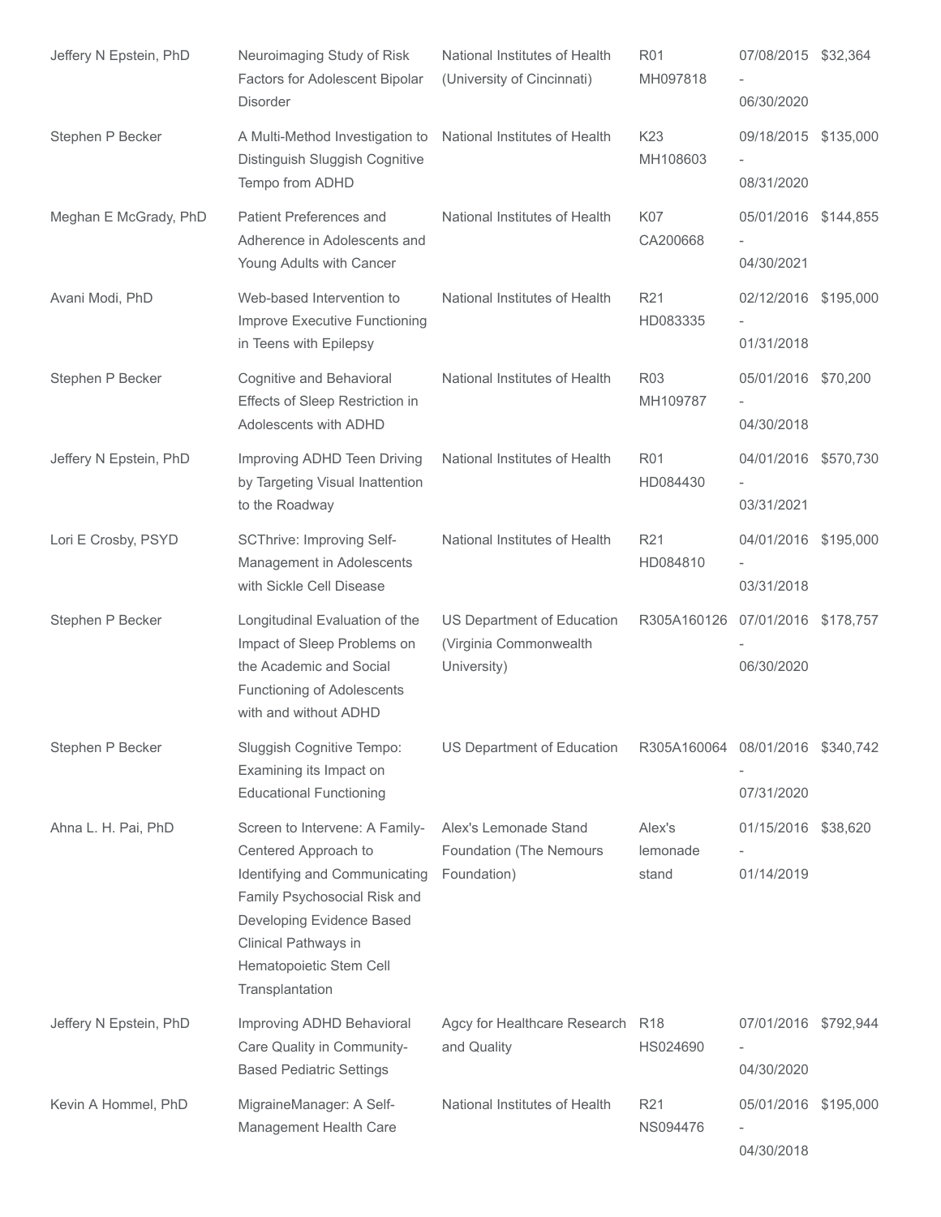| | | | | | |
|---|---|---|---|---|---|
| Jeffery N Epstein, PhD | Neuroimaging Study of Risk Factors for Adolescent Bipolar Disorder | National Institutes of Health (University of Cincinnati) | R01 MH097818 | 07/08/2015 - 06/30/2020 | $32,364 |
| Stephen P Becker | A Multi-Method Investigation to Distinguish Sluggish Cognitive Tempo from ADHD | National Institutes of Health | K23 MH108603 | 09/18/2015 - 08/31/2020 | $135,000 |
| Meghan E McGrady, PhD | Patient Preferences and Adherence in Adolescents and Young Adults with Cancer | National Institutes of Health | K07 CA200668 | 05/01/2016 - 04/30/2021 | $144,855 |
| Avani Modi, PhD | Web-based Intervention to Improve Executive Functioning in Teens with Epilepsy | National Institutes of Health | R21 HD083335 | 02/12/2016 - 01/31/2018 | $195,000 |
| Stephen P Becker | Cognitive and Behavioral Effects of Sleep Restriction in Adolescents with ADHD | National Institutes of Health | R03 MH109787 | 05/01/2016 - 04/30/2018 | $70,200 |
| Jeffery N Epstein, PhD | Improving ADHD Teen Driving by Targeting Visual Inattention to the Roadway | National Institutes of Health | R01 HD084430 | 04/01/2016 - 03/31/2021 | $570,730 |
| Lori E Crosby, PSYD | SCThrive: Improving Self-Management in Adolescents with Sickle Cell Disease | National Institutes of Health | R21 HD084810 | 04/01/2016 - 03/31/2018 | $195,000 |
| Stephen P Becker | Longitudinal Evaluation of the Impact of Sleep Problems on the Academic and Social Functioning of Adolescents with and without ADHD | US Department of Education (Virginia Commonwealth University) | R305A160126 | 07/01/2016 - 06/30/2020 | $178,757 |
| Stephen P Becker | Sluggish Cognitive Tempo: Examining its Impact on Educational Functioning | US Department of Education | R305A160064 | 08/01/2016 - 07/31/2020 | $340,742 |
| Ahna L. H. Pai, PhD | Screen to Intervene: A Family-Centered Approach to Identifying and Communicating Family Psychosocial Risk and Developing Evidence Based Clinical Pathways in Hematopoietic Stem Cell Transplantation | Alex's Lemonade Stand Foundation (The Nemours Foundation) | Alex's lemonade stand | 01/15/2016 - 01/14/2019 | $38,620 |
| Jeffery N Epstein, PhD | Improving ADHD Behavioral Care Quality in Community-Based Pediatric Settings | Agcy for Healthcare Research and Quality | R18 HS024690 | 07/01/2016 - 04/30/2020 | $792,944 |
| Kevin A Hommel, PhD | MigraineManager: A Self-Management Health Care | National Institutes of Health | R21 NS094476 | 05/01/2016 - 04/30/2018 | $195,000 |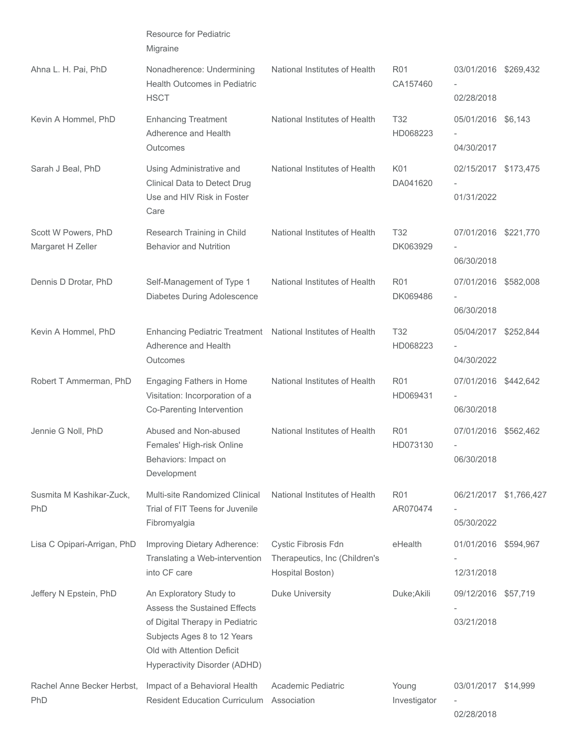| | | | | | |
|---|---|---|---|---|---|
| | Resource for Pediatric Migraine | | | | |
| Ahna L. H. Pai, PhD | Nonadherence: Undermining Health Outcomes in Pediatric HSCT | National Institutes of Health | R01 CA157460 | 03/01/2016 - 02/28/2018 | $269,432 |
| Kevin A Hommel, PhD | Enhancing Treatment Adherence and Health Outcomes | National Institutes of Health | T32 HD068223 | 05/01/2016 - 04/30/2017 | $6,143 |
| Sarah J Beal, PhD | Using Administrative and Clinical Data to Detect Drug Use and HIV Risk in Foster Care | National Institutes of Health | K01 DA041620 | 02/15/2017 - 01/31/2022 | $173,475 |
| Scott W Powers, PhD Margaret H Zeller | Research Training in Child Behavior and Nutrition | National Institutes of Health | T32 DK063929 | 07/01/2016 - 06/30/2018 | $221,770 |
| Dennis D Drotar, PhD | Self-Management of Type 1 Diabetes During Adolescence | National Institutes of Health | R01 DK069486 | 07/01/2016 - 06/30/2018 | $582,008 |
| Kevin A Hommel, PhD | Enhancing Pediatric Treatment Adherence and Health Outcomes | National Institutes of Health | T32 HD068223 | 05/04/2017 - 04/30/2022 | $252,844 |
| Robert T Ammerman, PhD | Engaging Fathers in Home Visitation: Incorporation of a Co-Parenting Intervention | National Institutes of Health | R01 HD069431 | 07/01/2016 - 06/30/2018 | $442,642 |
| Jennie G Noll, PhD | Abused and Non-abused Females' High-risk Online Behaviors: Impact on Development | National Institutes of Health | R01 HD073130 | 07/01/2016 - 06/30/2018 | $562,462 |
| Susmita M Kashikar-Zuck, PhD | Multi-site Randomized Clinical Trial of FIT Teens for Juvenile Fibromyalgia | National Institutes of Health | R01 AR070474 | 06/21/2017 - 05/30/2022 | $1,766,427 |
| Lisa C Opipari-Arrigan, PhD | Improving Dietary Adherence: Translating a Web-intervention into CF care | Cystic Fibrosis Fdn Therapeutics, Inc (Children's Hospital Boston) | eHealth | 01/01/2016 - 12/31/2018 | $594,967 |
| Jeffery N Epstein, PhD | An Exploratory Study to Assess the Sustained Effects of Digital Therapy in Pediatric Subjects Ages 8 to 12 Years Old with Attention Deficit Hyperactivity Disorder (ADHD) | Duke University | Duke;Akili | 09/12/2016 - 03/21/2018 | $57,719 |
| Rachel Anne Becker Herbst, PhD | Impact of a Behavioral Health Resident Education Curriculum | Academic Pediatric Association | Young Investigator | 03/01/2017 - 02/28/2018 | $14,999 |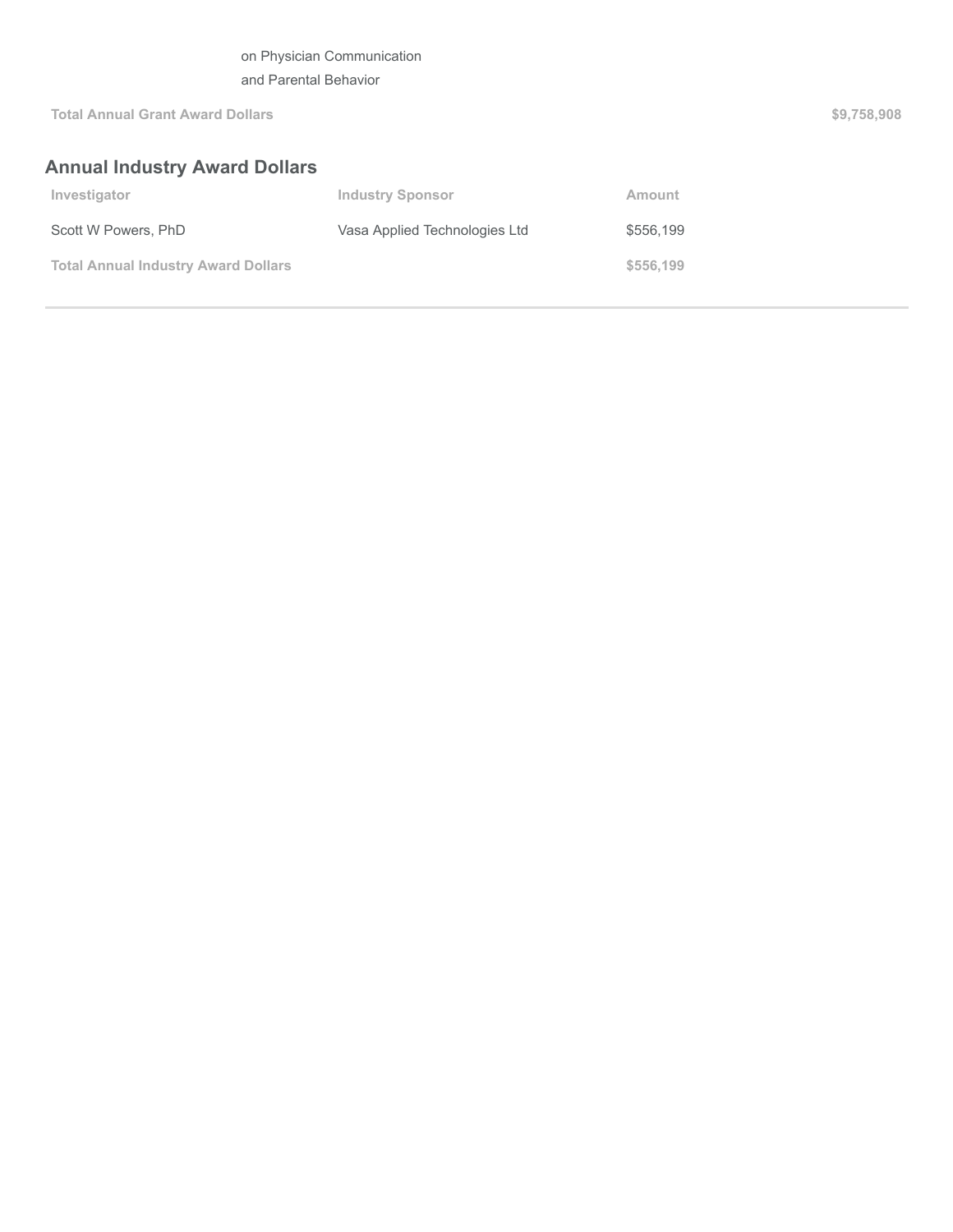| | | |
|---|---|---|
| | on Physician Communication and Parental Behavior | |
| **Total Annual Grant Award Dollars** | | **$9,758,908** |

## Annual Industry Award Dollars

| Investigator | Industry Sponsor | Amount |
|---|---|---|
| Scott W Powers, PhD | Vasa Applied Technologies Ltd | $556,199 |
| **Total Annual Industry Award Dollars** | | **$556,199** |